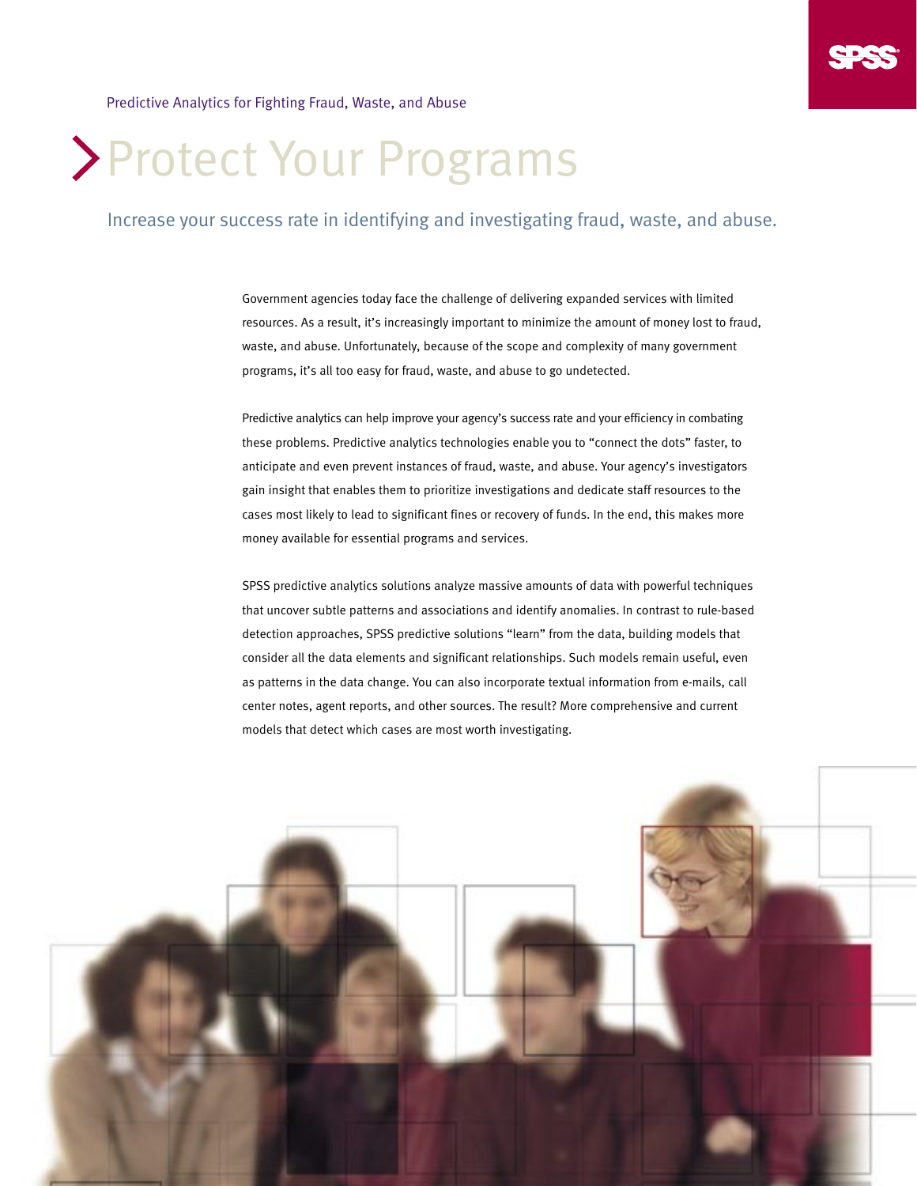Predictive Analytics for Fighting Fraud, Waste, and Abuse

# Protect Your Programs

## Increase your success rate in identifying and investigating fraud, waste, and abuse.

Government agencies today face the challenge of delivering expanded services with limited resources. As a result, it's increasingly important to minimize the amount of money lost to fraud, waste, and abuse. Unfortunately, because of the scope and complexity of many government programs, it's all too easy for fraud, waste, and abuse to go undetected.

Predictive analytics can help improve your agency's success rate and your efficiency in combating these problems. Predictive analytics technologies enable you to "connect the dots" faster, to anticipate and even prevent instances of fraud, waste, and abuse. Your agency's investigators gain insight that enables them to prioritize investigations and dedicate staff resources to the cases most likely to lead to significant fines or recovery of funds. In the end, this makes more money available for essential programs and services.

SPSS predictive analytics solutions analyze massive amounts of data with powerful techniques that uncover subtle patterns and associations and identify anomalies. In contrast to rule-based detection approaches, SPSS predictive solutions "learn" from the data, building models that consider all the data elements and significant relationships. Such models remain useful, even as patterns in the data change. You can also incorporate textual information from e-mails, call center notes, agent reports, and other sources. The result? More comprehensive and current models that detect which cases are most worth investigating.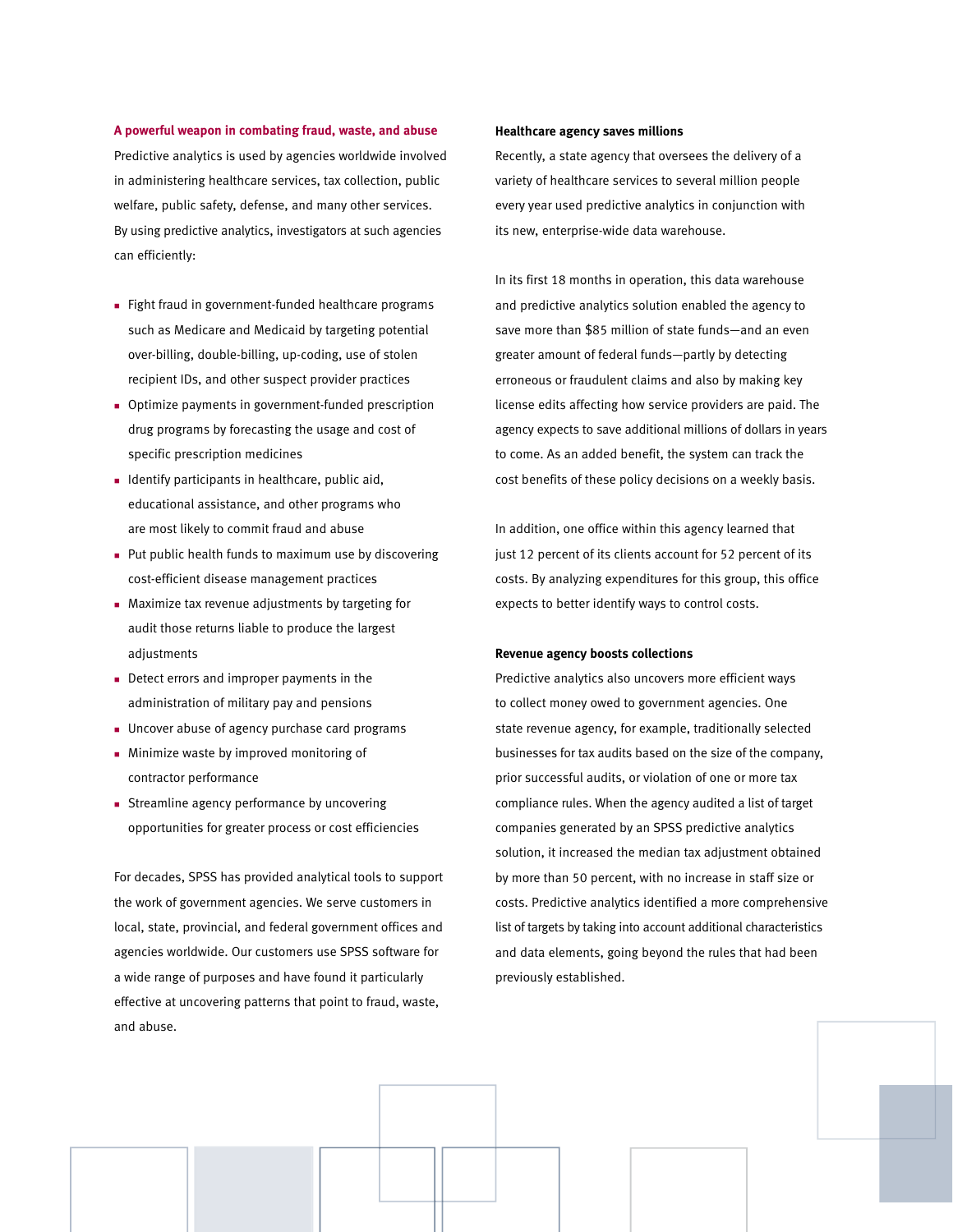## A powerful weapon in combating fraud, waste, and abuse

Predictive analytics is used by agencies worldwide involved in administering healthcare services, tax collection, public welfare, public safety, defense, and many other services. By using predictive analytics, investigators at such agencies can efficiently:

- Fight fraud in government-funded healthcare programs such as Medicare and Medicaid by targeting potential over-billing, double-billing, up-coding, use of stolen recipient IDs, and other suspect provider practices
- Optimize payments in government-funded prescription drug programs by forecasting the usage and cost of specific prescription medicines
- Identify participants in healthcare, public aid, educational assistance, and other programs who are most likely to commit fraud and abuse
- Put public health funds to maximum use by discovering cost-efficient disease management practices
- Maximize tax revenue adjustments by targeting for audit those returns liable to produce the largest adjustments
- Detect errors and improper payments in the administration of military pay and pensions
- Uncover abuse of agency purchase card programs
- Minimize waste by improved monitoring of contractor performance
- Streamline agency performance by uncovering opportunities for greater process or cost efficiencies

For decades, SPSS has provided analytical tools to support the work of government agencies. We serve customers in local, state, provincial, and federal government offices and agencies worldwide. Our customers use SPSS software for a wide range of purposes and have found it particularly effective at uncovering patterns that point to fraud, waste, and abuse.

### Healthcare agency saves millions

Recently, a state agency that oversees the delivery of a variety of healthcare services to several million people every year used predictive analytics in conjunction with its new, enterprise-wide data warehouse.

In its first 18 months in operation, this data warehouse and predictive analytics solution enabled the agency to save more than $85 million of state funds—and an even greater amount of federal funds—partly by detecting erroneous or fraudulent claims and also by making key license edits affecting how service providers are paid. The agency expects to save additional millions of dollars in years to come. As an added benefit, the system can track the cost benefits of these policy decisions on a weekly basis.

In addition, one office within this agency learned that just 12 percent of its clients account for 52 percent of its costs. By analyzing expenditures for this group, this office expects to better identify ways to control costs.

### Revenue agency boosts collections

Predictive analytics also uncovers more efficient ways to collect money owed to government agencies. One state revenue agency, for example, traditionally selected businesses for tax audits based on the size of the company, prior successful audits, or violation of one or more tax compliance rules. When the agency audited a list of target companies generated by an SPSS predictive analytics solution, it increased the median tax adjustment obtained by more than 50 percent, with no increase in staff size or costs. Predictive analytics identified a more comprehensive list of targets by taking into account additional characteristics and data elements, going beyond the rules that had been previously established.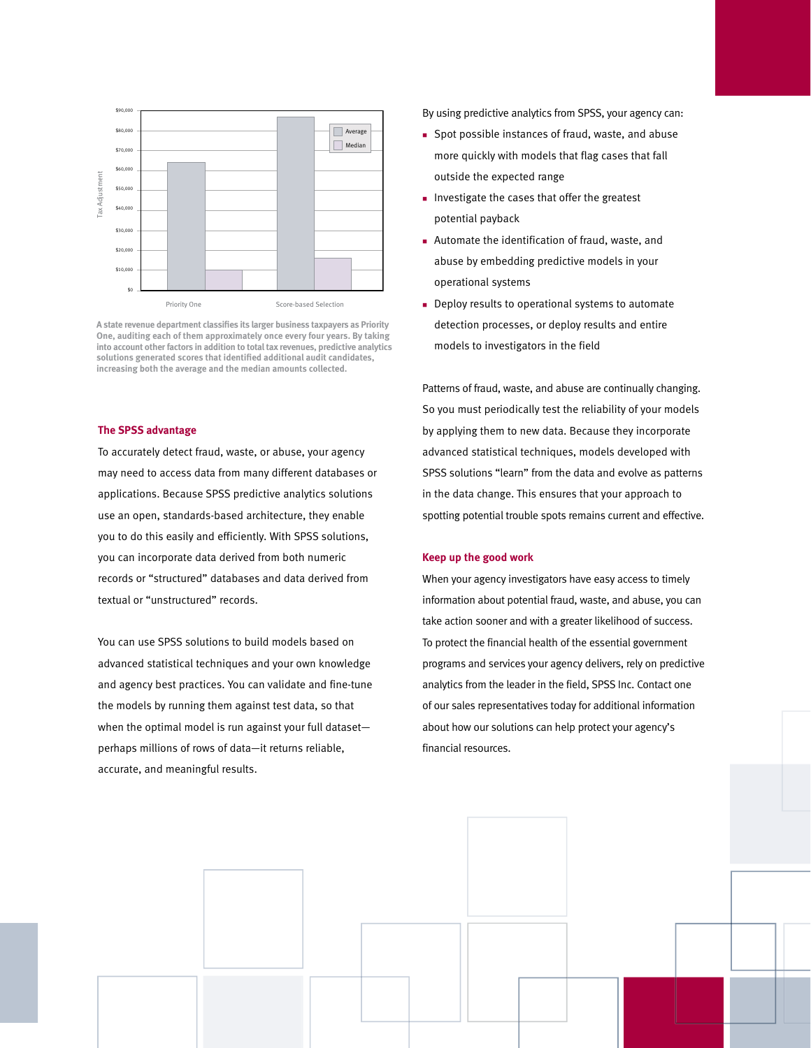A state revenue department classifies its larger business taxpayers as Priority One, auditing each of them approximately once every four years. By taking into account other factors in addition to total tax revenues, predictive analytics solutions generated scores that identified additional audit candidates, increasing both the average and the median amounts collected.

## The SPSS advantage

To accurately detect fraud, waste, or abuse, your agency may need to access data from many different databases or applications. Because SPSS predictive analytics solutions use an open, standards-based architecture, they enable you to do this easily and efficiently. With SPSS solutions, you can incorporate data derived from both numeric records or "structured" databases and data derived from textual or "unstructured" records.

You can use SPSS solutions to build models based on advanced statistical techniques and your own knowledge and agency best practices. You can validate and fine-tune the models by running them against test data, so that when the optimal model is run against your full dataset—perhaps millions of rows of data—it returns reliable, accurate, and meaningful results.

By using predictive analytics from SPSS, your agency can:

- Spot possible instances of fraud, waste, and abuse more quickly with models that flag cases that fall outside the expected range
- Investigate the cases that offer the greatest potential payback
- Automate the identification of fraud, waste, and abuse by embedding predictive models in your operational systems
- Deploy results to operational systems to automate detection processes, or deploy results and entire models to investigators in the field

Patterns of fraud, waste, and abuse are continually changing. So you must periodically test the reliability of your models by applying them to new data. Because they incorporate advanced statistical techniques, models developed with SPSS solutions "learn" from the data and evolve as patterns in the data change. This ensures that your approach to spotting potential trouble spots remains current and effective.

## Keep up the good work

When your agency investigators have easy access to timely information about potential fraud, waste, and abuse, you can take action sooner and with a greater likelihood of success. To protect the financial health of the essential government programs and services your agency delivers, rely on predictive analytics from the leader in the field, SPSS Inc. Contact one of our sales representatives today for additional information about how our solutions can help protect your agency's financial resources.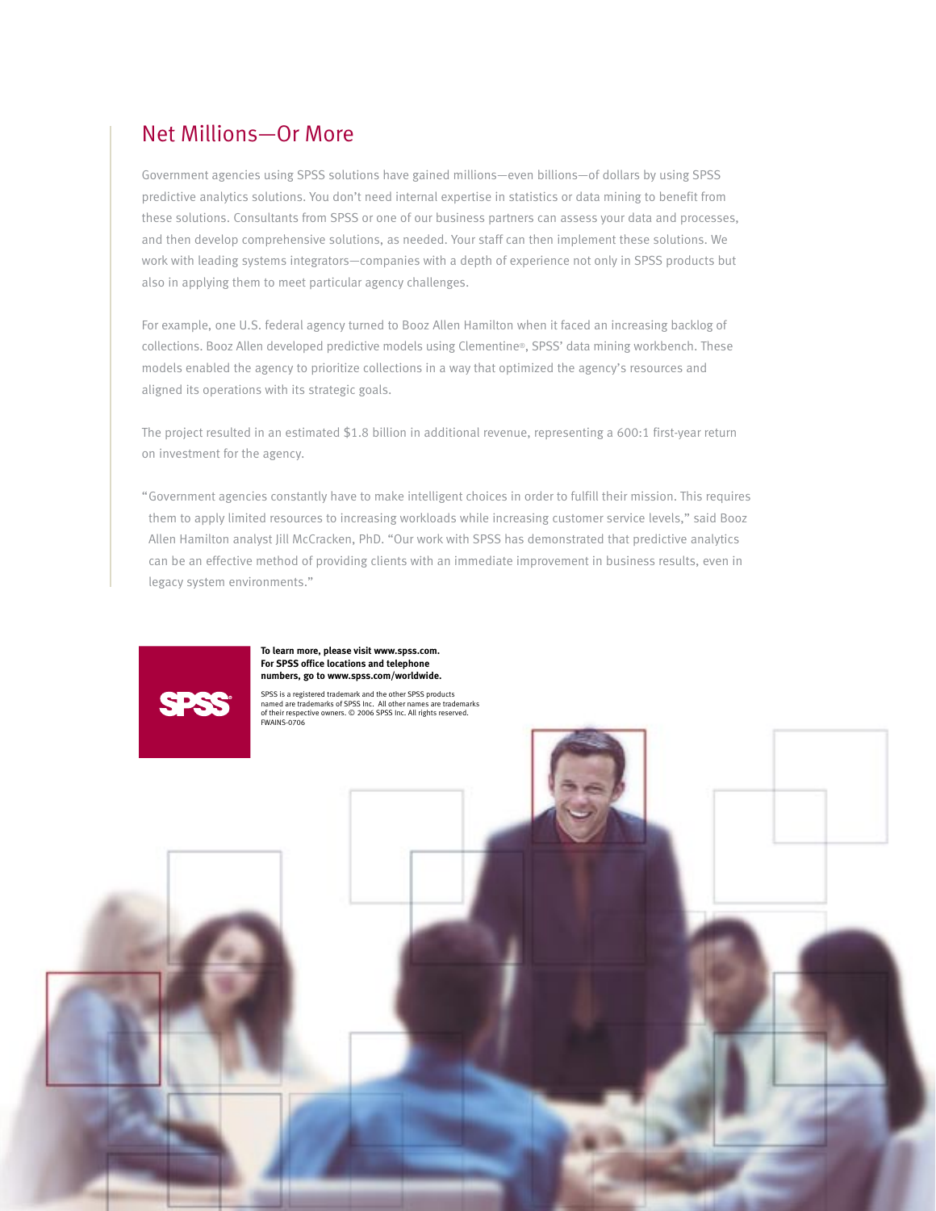## Net Millions—Or More

Government agencies using SPSS solutions have gained millions—even billions—of dollars by using SPSS predictive analytics solutions. You don't need internal expertise in statistics or data mining to benefit from these solutions. Consultants from SPSS or one of our business partners can assess your data and processes, and then develop comprehensive solutions, as needed. Your staff can then implement these solutions. We work with leading systems integrators—companies with a depth of experience not only in SPSS products but also in applying them to meet particular agency challenges.

For example, one U.S. federal agency turned to Booz Allen Hamilton when it faced an increasing backlog of collections. Booz Allen developed predictive models using Clementine®, SPSS' data mining workbench. These models enabled the agency to prioritize collections in a way that optimized the agency's resources and aligned its operations with its strategic goals.

The project resulted in an estimated $1.8 billion in additional revenue, representing a 600:1 first-year return on investment for the agency.

"Government agencies constantly have to make intelligent choices in order to fulfill their mission. This requires them to apply limited resources to increasing workloads while increasing customer service levels," said Booz Allen Hamilton analyst Jill McCracken, PhD. "Our work with SPSS has demonstrated that predictive analytics can be an effective method of providing clients with an immediate improvement in business results, even in legacy system environments."

SPSS

**To learn more, please visit www.spss.com. For SPSS office locations and telephone numbers, go to www.spss.com/worldwide.**

SPSS is a registered trademark and the other SPSS products named are trademarks of SPSS Inc. All other names are trademarks of their respective owners. © 2006 SPSS Inc. All rights reserved. FWAINS-0706